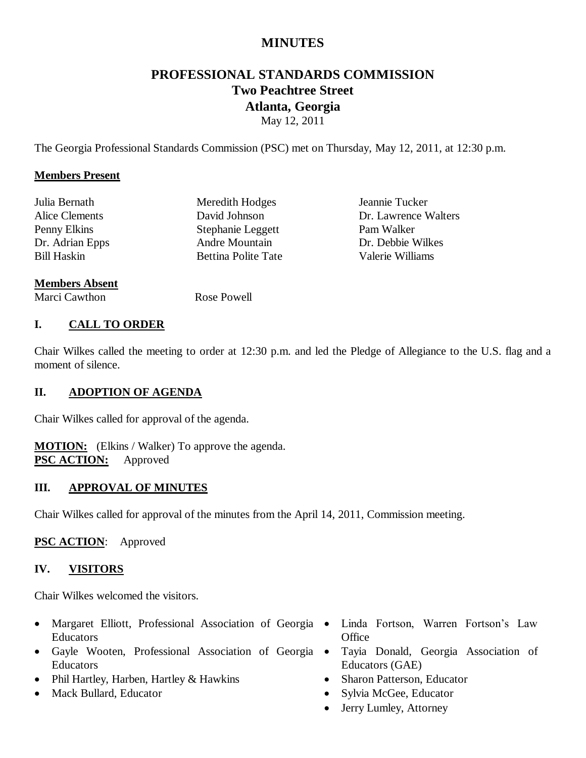# MINUTES

## PROFESSIONAL STANDARDS COMMISSION
## Two Peachtree Street
## Atlanta, Georgia

May 12, 2011

The Georgia Professional Standards Commission (PSC) met on Thursday, May 12, 2011, at 12:30 p.m.

**Members Present**

Julia Bernath
Alice Clements
Penny Elkins
Dr. Adrian Epps
Bill Haskin
Meredith Hodges
David Johnson
Stephanie Leggett
Andre Mountain
Bettina Polite Tate
Jeannie Tucker
Dr. Lawrence Walters
Pam Walker
Dr. Debbie Wilkes
Valerie Williams

**Members Absent**

Marci Cawthon
Rose Powell

### I. CALL TO ORDER

Chair Wilkes called the meeting to order at 12:30 p.m. and led the Pledge of Allegiance to the U.S. flag and a moment of silence.

### II. ADOPTION OF AGENDA

Chair Wilkes called for approval of the agenda.

**MOTION:** (Elkins / Walker) To approve the agenda.
**PSC ACTION:** Approved

### III. APPROVAL OF MINUTES

Chair Wilkes called for approval of the minutes from the April 14, 2011, Commission meeting.

**PSC ACTION**: Approved

### IV. VISITORS

Chair Wilkes welcomed the visitors.

- Margaret Elliott, Professional Association of Georgia Educators
- Gayle Wooten, Professional Association of Georgia Educators
- Phil Hartley, Harben, Hartley & Hawkins
- Mack Bullard, Educator
- Linda Fortson, Warren Fortson's Law Office
- Tayia Donald, Georgia Association of Educators (GAE)
- Sharon Patterson, Educator
- Sylvia McGee, Educator
- Jerry Lumley, Attorney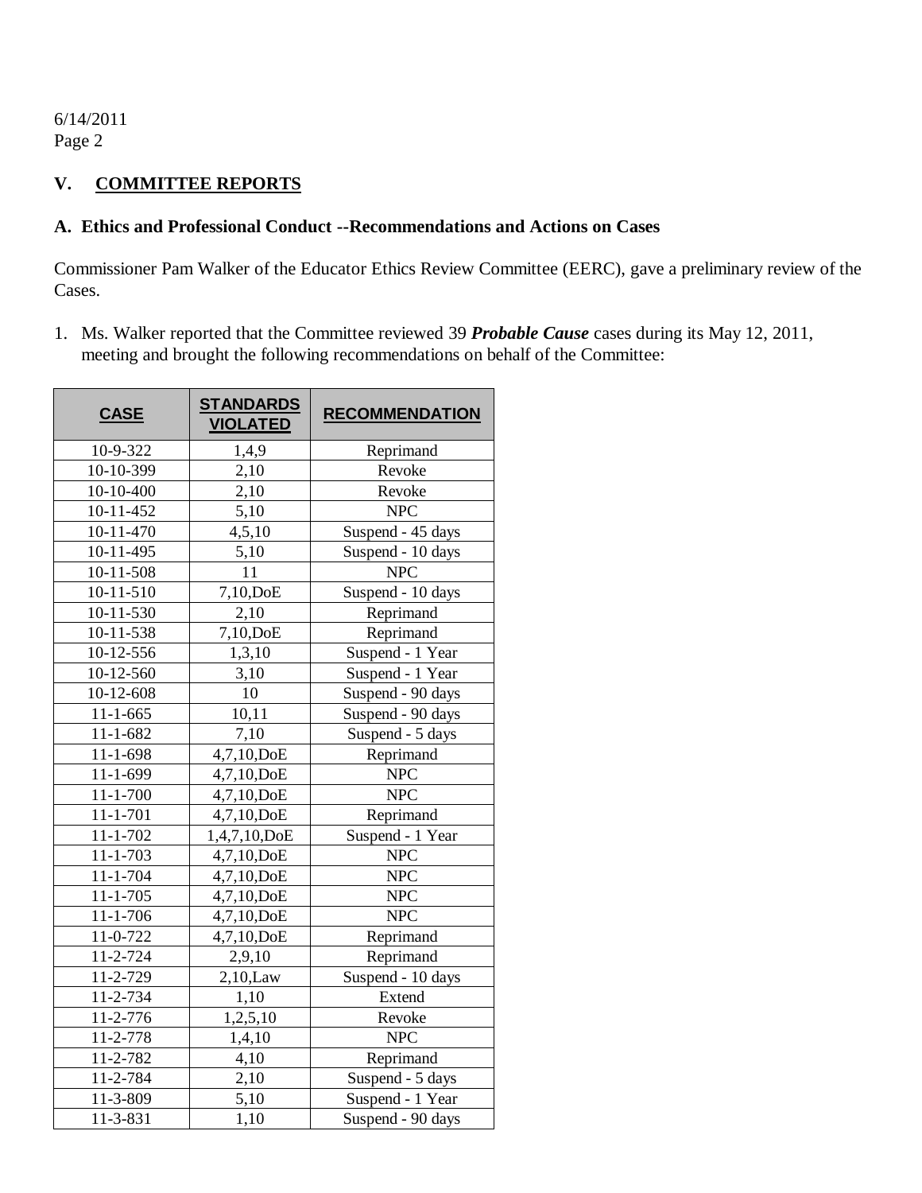6/14/2011

## V. COMMITTEE REPORTS

### A. Ethics and Professional Conduct --Recommendations and Actions on Cases

Commissioner Pam Walker of the Educator Ethics Review Committee (EERC), gave a preliminary review of the Cases.

1. Ms. Walker reported that the Committee reviewed 39 ***Probable Cause*** cases during its May 12, 2011, meeting and brought the following recommendations on behalf of the Committee:

| CASE | STANDARDS VIOLATED | RECOMMENDATION |
|---|---|---|
| 10-9-322 | 1,4,9 | Reprimand |
| 10-10-399 | 2,10 | Revoke |
| 10-10-400 | 2,10 | Revoke |
| 10-11-452 | 5,10 | NPC |
| 10-11-470 | 4,5,10 | Suspend - 45 days |
| 10-11-495 | 5,10 | Suspend - 10 days |
| 10-11-508 | 11 | NPC |
| 10-11-510 | 7,10,DoE | Suspend - 10 days |
| 10-11-530 | 2,10 | Reprimand |
| 10-11-538 | 7,10,DoE | Reprimand |
| 10-12-556 | 1,3,10 | Suspend - 1 Year |
| 10-12-560 | 3,10 | Suspend - 1 Year |
| 10-12-608 | 10 | Suspend - 90 days |
| 11-1-665 | 10,11 | Suspend - 90 days |
| 11-1-682 | 7,10 | Suspend - 5 days |
| 11-1-698 | 4,7,10,DoE | Reprimand |
| 11-1-699 | 4,7,10,DoE | NPC |
| 11-1-700 | 4,7,10,DoE | NPC |
| 11-1-701 | 4,7,10,DoE | Reprimand |
| 11-1-702 | 1,4,7,10,DoE | Suspend - 1 Year |
| 11-1-703 | 4,7,10,DoE | NPC |
| 11-1-704 | 4,7,10,DoE | NPC |
| 11-1-705 | 4,7,10,DoE | NPC |
| 11-1-706 | 4,7,10,DoE | NPC |
| 11-0-722 | 4,7,10,DoE | Reprimand |
| 11-2-724 | 2,9,10 | Reprimand |
| 11-2-729 | 2,10,Law | Suspend - 10 days |
| 11-2-734 | 1,10 | Extend |
| 11-2-776 | 1,2,5,10 | Revoke |
| 11-2-778 | 1,4,10 | NPC |
| 11-2-782 | 4,10 | Reprimand |
| 11-2-784 | 2,10 | Suspend - 5 days |
| 11-3-809 | 5,10 | Suspend - 1 Year |
| 11-3-831 | 1,10 | Suspend - 90 days |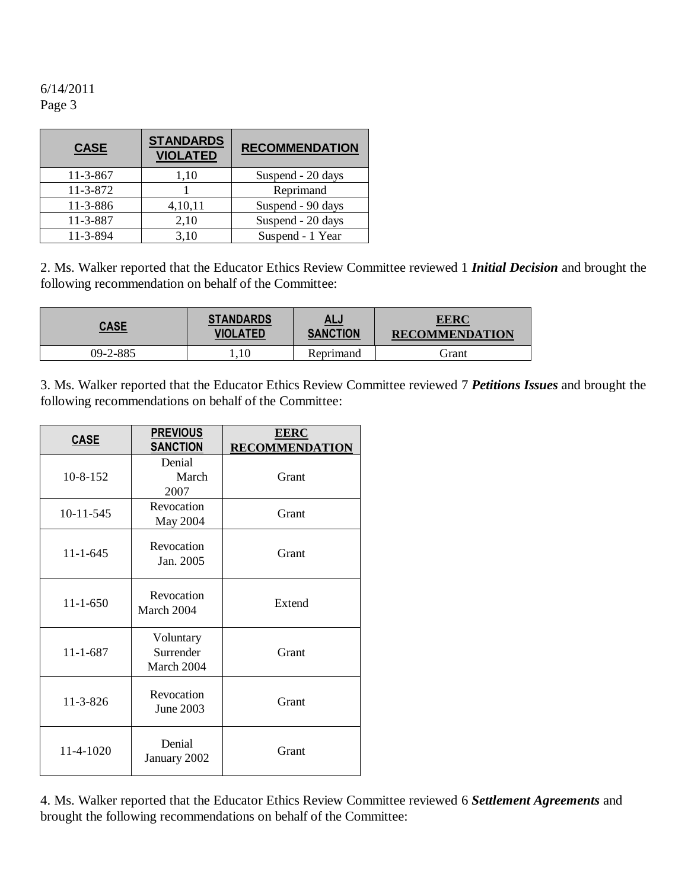6/14/2011

| CASE | STANDARDS VIOLATED | RECOMMENDATION |
|---|---|---|
| 11-3-867 | 1,10 | Suspend - 20 days |
| 11-3-872 | 1 | Reprimand |
| 11-3-886 | 4,10,11 | Suspend - 90 days |
| 11-3-887 | 2,10 | Suspend - 20 days |
| 11-3-894 | 3,10 | Suspend - 1 Year |

2. Ms. Walker reported that the Educator Ethics Review Committee reviewed 1 ***Initial Decision*** and brought the following recommendation on behalf of the Committee:

| CASE | STANDARDS VIOLATED | ALJ SANCTION | EERC RECOMMENDATION |
|---|---|---|---|
| 09-2-885 | 1,10 | Reprimand | Grant |

3. Ms. Walker reported that the Educator Ethics Review Committee reviewed 7 ***Petitions Issues*** and brought the following recommendations on behalf of the Committee:

| CASE | PREVIOUS SANCTION | EERC RECOMMENDATION |
|---|---|---|
| 10-8-152 | Denial March 2007 | Grant |
| 10-11-545 | Revocation May 2004 | Grant |
| 11-1-645 | Revocation Jan. 2005 | Grant |
| 11-1-650 | Revocation March 2004 | Extend |
| 11-1-687 | Voluntary Surrender March 2004 | Grant |
| 11-3-826 | Revocation June 2003 | Grant |
| 11-4-1020 | Denial January 2002 | Grant |

4. Ms. Walker reported that the Educator Ethics Review Committee reviewed 6 ***Settlement Agreements*** and brought the following recommendations on behalf of the Committee: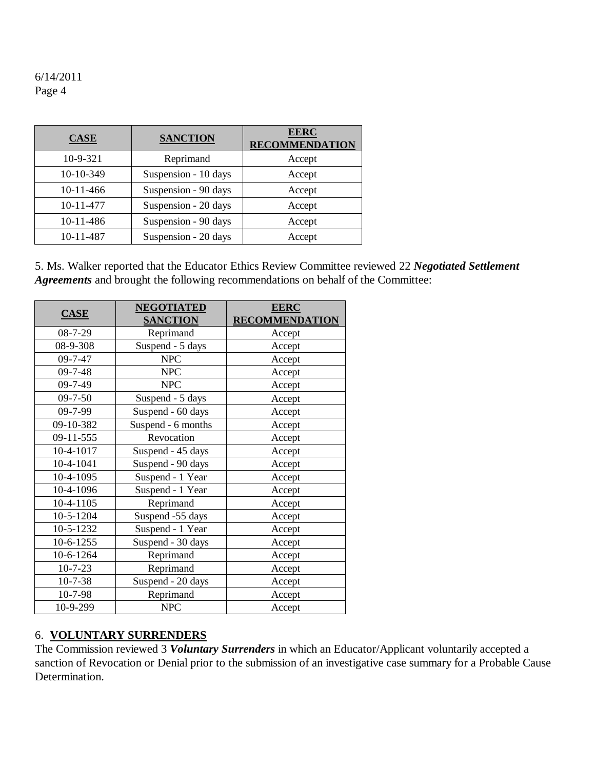| CASE | SANCTION | EERC RECOMMENDATION |
|---|---|---|
| 10-9-321 | Reprimand | Accept |
| 10-10-349 | Suspension - 10 days | Accept |
| 10-11-466 | Suspension - 90 days | Accept |
| 10-11-477 | Suspension - 20 days | Accept |
| 10-11-486 | Suspension - 90 days | Accept |
| 10-11-487 | Suspension - 20 days | Accept |

5. Ms. Walker reported that the Educator Ethics Review Committee reviewed 22 ***Negotiated Settlement Agreements*** and brought the following recommendations on behalf of the Committee:

| CASE | NEGOTIATED SANCTION | EERC RECOMMENDATION |
|---|---|---|
| 08-7-29 | Reprimand | Accept |
| 08-9-308 | Suspend - 5 days | Accept |
| 09-7-47 | NPC | Accept |
| 09-7-48 | NPC | Accept |
| 09-7-49 | NPC | Accept |
| 09-7-50 | Suspend - 5 days | Accept |
| 09-7-99 | Suspend - 60 days | Accept |
| 09-10-382 | Suspend - 6 months | Accept |
| 09-11-555 | Revocation | Accept |
| 10-4-1017 | Suspend - 45 days | Accept |
| 10-4-1041 | Suspend - 90 days | Accept |
| 10-4-1095 | Suspend - 1 Year | Accept |
| 10-4-1096 | Suspend - 1 Year | Accept |
| 10-4-1105 | Reprimand | Accept |
| 10-5-1204 | Suspend -55 days | Accept |
| 10-5-1232 | Suspend - 1 Year | Accept |
| 10-6-1255 | Suspend - 30 days | Accept |
| 10-6-1264 | Reprimand | Accept |
| 10-7-23 | Reprimand | Accept |
| 10-7-38 | Suspend - 20 days | Accept |
| 10-7-98 | Reprimand | Accept |
| 10-9-299 | NPC | Accept |

## 6. VOLUNTARY SURRENDERS

The Commission reviewed 3 ***Voluntary Surrenders*** in which an Educator/Applicant voluntarily accepted a sanction of Revocation or Denial prior to the submission of an investigative case summary for a Probable Cause Determination.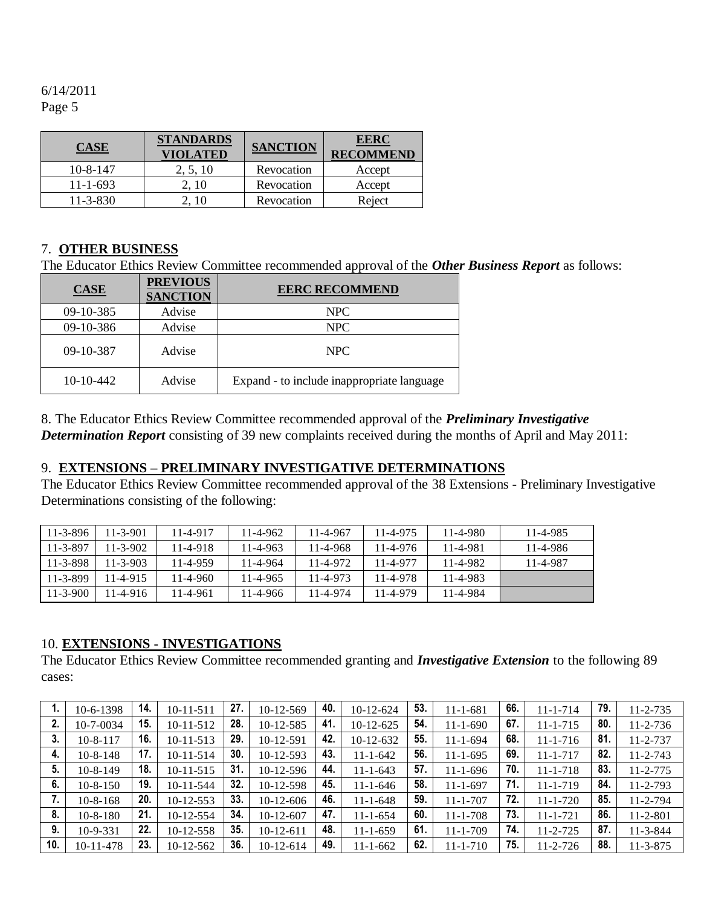6/14/2011
Page 5

| CASE | STANDARDS VIOLATED | SANCTION | EERC RECOMMEND |
|---|---|---|---|
| 10-8-147 | 2, 5, 10 | Revocation | Accept |
| 11-1-693 | 2, 10 | Revocation | Accept |
| 11-3-830 | 2, 10 | Revocation | Reject |

7. **OTHER BUSINESS**

The Educator Ethics Review Committee recommended approval of the ***Other Business Report*** as follows:

| CASE | PREVIOUS SANCTION | EERC RECOMMEND |
|---|---|---|
| 09-10-385 | Advise | NPC |
| 09-10-386 | Advise | NPC |
| 09-10-387 | Advise | NPC |
| 10-10-442 | Advise | Expand - to include inappropriate language |

8. The Educator Ethics Review Committee recommended approval of the ***Preliminary Investigative Determination Report*** consisting of 39 new complaints received during the months of April and May 2011:

9. **EXTENSIONS – PRELIMINARY INVESTIGATIVE DETERMINATIONS**

The Educator Ethics Review Committee recommended approval of the 38 Extensions - Preliminary Investigative Determinations consisting of the following:

| | | | | | | | |
|---|---|---|---|---|---|---|---|
| 11-3-896 | 11-3-901 | 11-4-917 | 11-4-962 | 11-4-967 | 11-4-975 | 11-4-980 | 11-4-985 |
| 11-3-897 | 11-3-902 | 11-4-918 | 11-4-963 | 11-4-968 | 11-4-976 | 11-4-981 | 11-4-986 |
| 11-3-898 | 11-3-903 | 11-4-959 | 11-4-964 | 11-4-972 | 11-4-977 | 11-4-982 | 11-4-987 |
| 11-3-899 | 11-4-915 | 11-4-960 | 11-4-965 | 11-4-973 | 11-4-978 | 11-4-983 | |
| 11-3-900 | 11-4-916 | 11-4-961 | 11-4-966 | 11-4-974 | 11-4-979 | 11-4-984 | |

10. **EXTENSIONS - INVESTIGATIONS**

The Educator Ethics Review Committee recommended granting and ***Investigative Extension*** to the following 89 cases:

| | | | | | | | | | | | | | |
|---|---|---|---|---|---|---|---|---|---|---|---|---|---|
| **1.** | 10-6-1398 | **14.** | 10-11-511 | **27.** | 10-12-569 | **40.** | 10-12-624 | **53.** | 11-1-681 | **66.** | 11-1-714 | **79.** | 11-2-735 |
| **2.** | 10-7-0034 | **15.** | 10-11-512 | **28.** | 10-12-585 | **41.** | 10-12-625 | **54.** | 11-1-690 | **67.** | 11-1-715 | **80.** | 11-2-736 |
| **3.** | 10-8-117 | **16.** | 10-11-513 | **29.** | 10-12-591 | **42.** | 10-12-632 | **55.** | 11-1-694 | **68.** | 11-1-716 | **81.** | 11-2-737 |
| **4.** | 10-8-148 | **17.** | 10-11-514 | **30.** | 10-12-593 | **43.** | 11-1-642 | **56.** | 11-1-695 | **69.** | 11-1-717 | **82.** | 11-2-743 |
| **5.** | 10-8-149 | **18.** | 10-11-515 | **31.** | 10-12-596 | **44.** | 11-1-643 | **57.** | 11-1-696 | **70.** | 11-1-718 | **83.** | 11-2-775 |
| **6.** | 10-8-150 | **19.** | 10-11-544 | **32.** | 10-12-598 | **45.** | 11-1-646 | **58.** | 11-1-697 | **71.** | 11-1-719 | **84.** | 11-2-793 |
| **7.** | 10-8-168 | **20.** | 10-12-553 | **33.** | 10-12-606 | **46.** | 11-1-648 | **59.** | 11-1-707 | **72.** | 11-1-720 | **85.** | 11-2-794 |
| **8.** | 10-8-180 | **21.** | 10-12-554 | **34.** | 10-12-607 | **47.** | 11-1-654 | **60.** | 11-1-708 | **73.** | 11-1-721 | **86.** | 11-2-801 |
| **9.** | 10-9-331 | **22.** | 10-12-558 | **35.** | 10-12-611 | **48.** | 11-1-659 | **61.** | 11-1-709 | **74.** | 11-2-725 | **87.** | 11-3-844 |
| **10.** | 10-11-478 | **23.** | 10-12-562 | **36.** | 10-12-614 | **49.** | 11-1-662 | **62.** | 11-1-710 | **75.** | 11-2-726 | **88.** | 11-3-875 |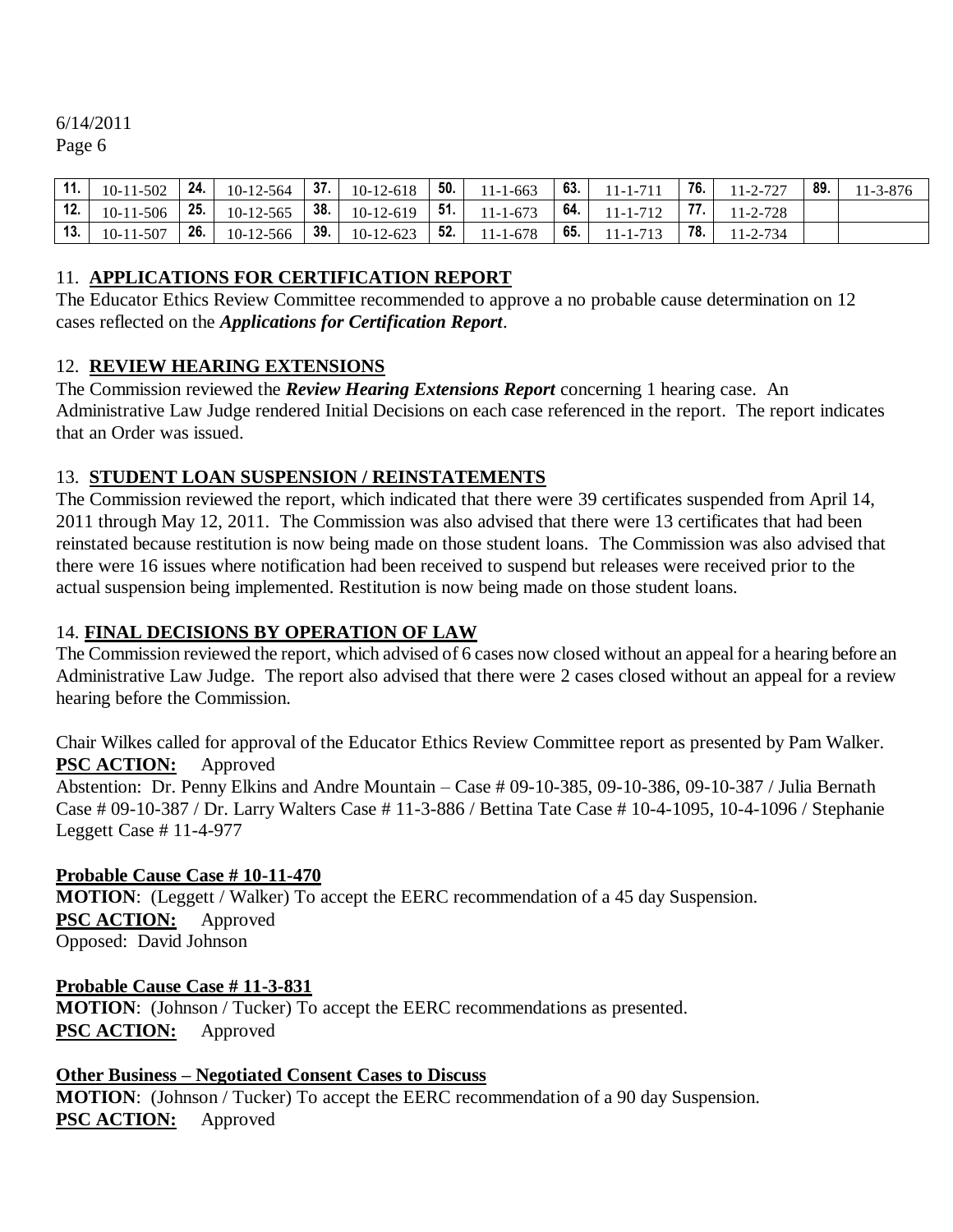6/14/2011
Page 6

| 11. | 10-11-502 | 24. | 10-12-564 | 37. | 10-12-618 | 50. | 11-1-663 | 63. | 11-1-711 | 76. | 11-2-727 | 89. | 11-3-876 |
|---|---|---|---|---|---|---|---|---|---|---|---|---|---|
| 12. | 10-11-506 | 25. | 10-12-565 | 38. | 10-12-619 | 51. | 11-1-673 | 64. | 11-1-712 | 77. | 11-2-728 | | |
| 13. | 10-11-507 | 26. | 10-12-566 | 39. | 10-12-623 | 52. | 11-1-678 | 65. | 11-1-713 | 78. | 11-2-734 | | |

## 11. **APPLICATIONS FOR CERTIFICATION REPORT**

The Educator Ethics Review Committee recommended to approve a no probable cause determination on 12 cases reflected on the ***Applications for Certification Report***.

## 12. **REVIEW HEARING EXTENSIONS**

The Commission reviewed the ***Review Hearing Extensions Report*** concerning 1 hearing case. An Administrative Law Judge rendered Initial Decisions on each case referenced in the report. The report indicates that an Order was issued.

## 13. **STUDENT LOAN SUSPENSION / REINSTATEMENTS**

The Commission reviewed the report, which indicated that there were 39 certificates suspended from April 14, 2011 through May 12, 2011. The Commission was also advised that there were 13 certificates that had been reinstated because restitution is now being made on those student loans. The Commission was also advised that there were 16 issues where notification had been received to suspend but releases were received prior to the actual suspension being implemented. Restitution is now being made on those student loans.

## 14. **FINAL DECISIONS BY OPERATION OF LAW**

The Commission reviewed the report, which advised of 6 cases now closed without an appeal for a hearing before an Administrative Law Judge. The report also advised that there were 2 cases closed without an appeal for a review hearing before the Commission.

Chair Wilkes called for approval of the Educator Ethics Review Committee report as presented by Pam Walker.
**PSC ACTION:** Approved
Abstention: Dr. Penny Elkins and Andre Mountain – Case # 09-10-385, 09-10-386, 09-10-387 / Julia Bernath Case # 09-10-387 / Dr. Larry Walters Case # 11-3-886 / Bettina Tate Case # 10-4-1095, 10-4-1096 / Stephanie Leggett Case # 11-4-977

**Probable Cause Case # 10-11-470**
**MOTION**: (Leggett / Walker) To accept the EERC recommendation of a 45 day Suspension.
**PSC ACTION:** Approved
Opposed: David Johnson

**Probable Cause Case # 11-3-831**
**MOTION**: (Johnson / Tucker) To accept the EERC recommendations as presented.
**PSC ACTION:** Approved

**Other Business – Negotiated Consent Cases to Discuss**
**MOTION**: (Johnson / Tucker) To accept the EERC recommendation of a 90 day Suspension.
**PSC ACTION:** Approved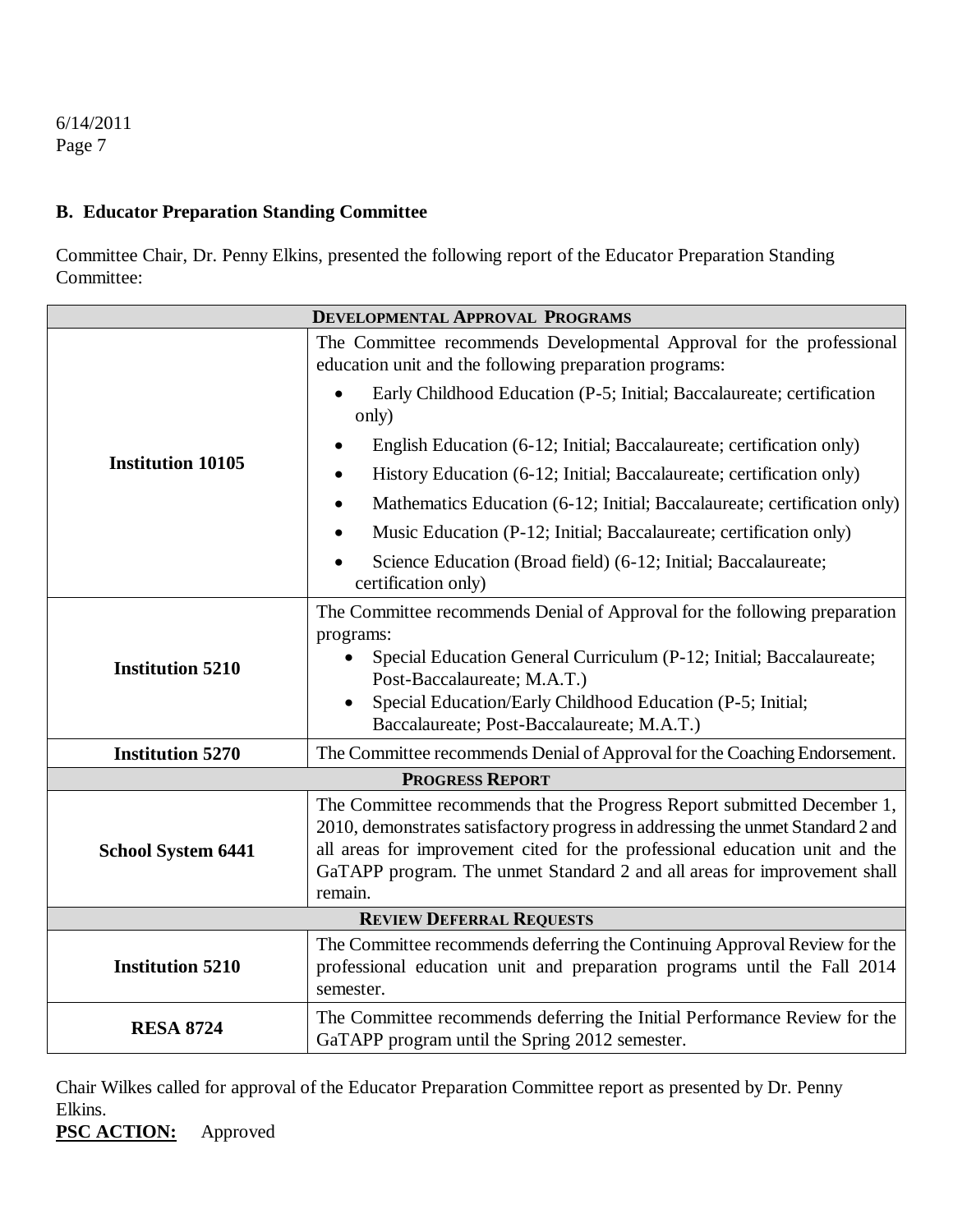## B. Educator Preparation Standing Committee

Committee Chair, Dr. Penny Elkins, presented the following report of the Educator Preparation Standing Committee:

| **DEVELOPMENTAL APPROVAL PROGRAMS** | |
|---|---|
| **Institution 10105** | The Committee recommends Developmental Approval for the professional education unit and the following preparation programs: <br>• Early Childhood Education (P-5; Initial; Baccalaureate; certification only) <br>• English Education (6-12; Initial; Baccalaureate; certification only) <br>• History Education (6-12; Initial; Baccalaureate; certification only) <br>• Mathematics Education (6-12; Initial; Baccalaureate; certification only) <br>• Music Education (P-12; Initial; Baccalaureate; certification only) <br>• Science Education (Broad field) (6-12; Initial; Baccalaureate; certification only) |
| **Institution 5210** | The Committee recommends Denial of Approval for the following preparation programs: <br>• Special Education General Curriculum (P-12; Initial; Baccalaureate; Post-Baccalaureate; M.A.T.) <br>• Special Education/Early Childhood Education (P-5; Initial; Baccalaureate; Post-Baccalaureate; M.A.T.) |
| **Institution 5270** | The Committee recommends Denial of Approval for the Coaching Endorsement. |
| **PROGRESS REPORT** | |
| **School System 6441** | The Committee recommends that the Progress Report submitted December 1, 2010, demonstrates satisfactory progress in addressing the unmet Standard 2 and all areas for improvement cited for the professional education unit and the GaTAPP program. The unmet Standard 2 and all areas for improvement shall remain. |
| **REVIEW DEFERRAL REQUESTS** | |
| **Institution 5210** | The Committee recommends deferring the Continuing Approval Review for the professional education unit and preparation programs until the Fall 2014 semester. |
| **RESA 8724** | The Committee recommends deferring the Initial Performance Review for the GaTAPP program until the Spring 2012 semester. |

Chair Wilkes called for approval of the Educator Preparation Committee report as presented by Dr. Penny Elkins.

**PSC ACTION:** Approved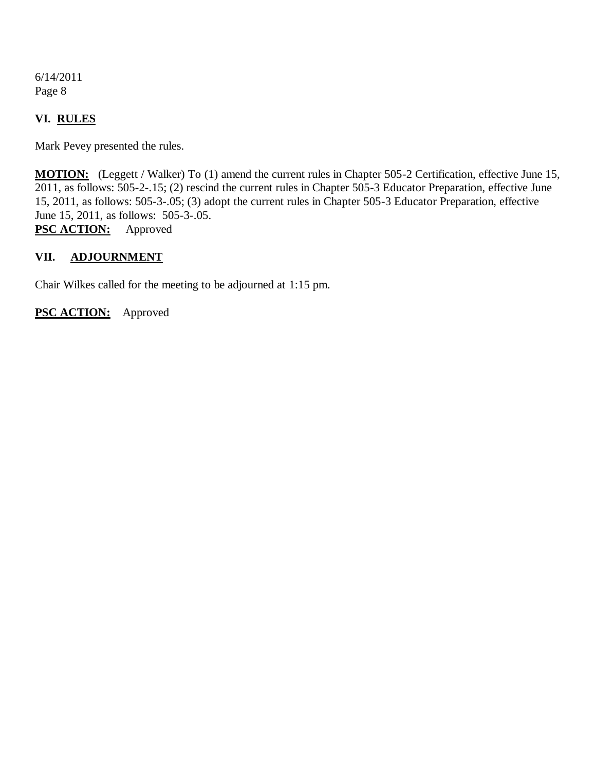## VI. RULES

Mark Pevey presented the rules.

**MOTION:** (Leggett / Walker) To (1) amend the current rules in Chapter 505-2 Certification, effective June 15, 2011, as follows: 505-2-.15; (2) rescind the current rules in Chapter 505-3 Educator Preparation, effective June 15, 2011, as follows: 505-3-.05; (3) adopt the current rules in Chapter 505-3 Educator Preparation, effective June 15, 2011, as follows: 505-3-.05.
**PSC ACTION:** Approved

## VII. ADJOURNMENT

Chair Wilkes called for the meeting to be adjourned at 1:15 pm.

**PSC ACTION:** Approved